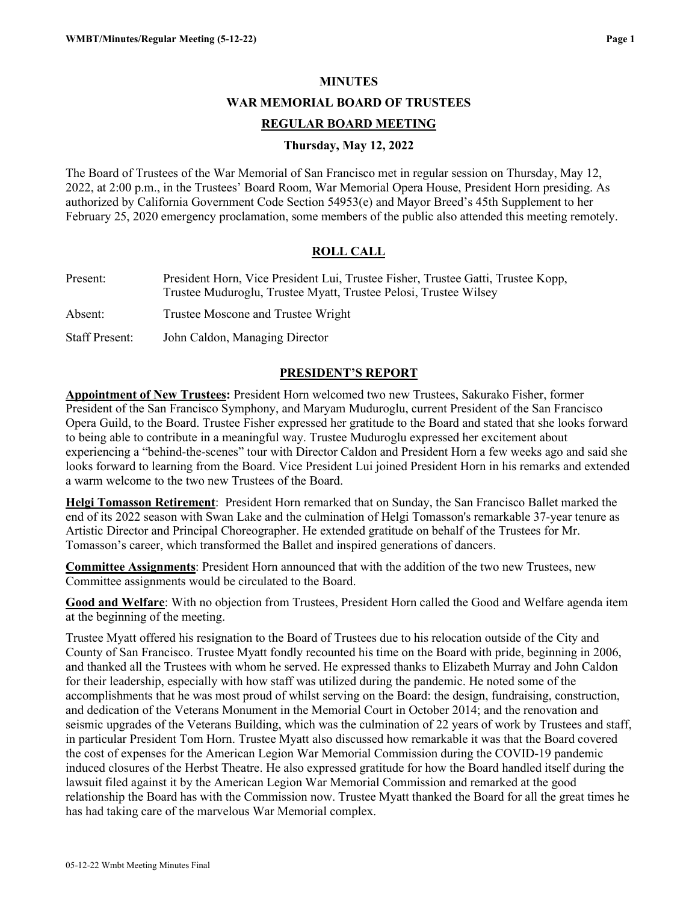# MINUTES

# WAR MEMORIAL BOARD OF TRUSTEES

## REGULAR BOARD MEETING

### Thursday, May 12, 2022

The Board of Trustees of the War Memorial of San Francisco met in regular session on Thursday, May 12, 2022, at 2:00 p.m., in the Trustees' Board Room, War Memorial Opera House, President Horn presiding. As authorized by California Government Code Section 54953(e) and Mayor Breed's 45th Supplement to her February 25, 2020 emergency proclamation, some members of the public also attended this meeting remotely.

## ROLL CALL

Present: President Horn, Vice President Lui, Trustee Fisher, Trustee Gatti, Trustee Kopp, Trustee Muduroglu, Trustee Myatt, Trustee Pelosi, Trustee Wilsey

Absent: Trustee Moscone and Trustee Wright

Staff Present: John Caldon, Managing Director

## PRESIDENT'S REPORT

**Appointment of New Trustees:** President Horn welcomed two new Trustees, Sakurako Fisher, former President of the San Francisco Symphony, and Maryam Muduroglu, current President of the San Francisco Opera Guild, to the Board. Trustee Fisher expressed her gratitude to the Board and stated that she looks forward to being able to contribute in a meaningful way. Trustee Muduroglu expressed her excitement about experiencing a "behind-the-scenes" tour with Director Caldon and President Horn a few weeks ago and said she looks forward to learning from the Board. Vice President Lui joined President Horn in his remarks and extended a warm welcome to the two new Trustees of the Board.

**Helgi Tomasson Retirement**: President Horn remarked that on Sunday, the San Francisco Ballet marked the end of its 2022 season with Swan Lake and the culmination of Helgi Tomasson's remarkable 37-year tenure as Artistic Director and Principal Choreographer. He extended gratitude on behalf of the Trustees for Mr. Tomasson's career, which transformed the Ballet and inspired generations of dancers.

**Committee Assignments**: President Horn announced that with the addition of the two new Trustees, new Committee assignments would be circulated to the Board.

**Good and Welfare**: With no objection from Trustees, President Horn called the Good and Welfare agenda item at the beginning of the meeting.

Trustee Myatt offered his resignation to the Board of Trustees due to his relocation outside of the City and County of San Francisco. Trustee Myatt fondly recounted his time on the Board with pride, beginning in 2006, and thanked all the Trustees with whom he served. He expressed thanks to Elizabeth Murray and John Caldon for their leadership, especially with how staff was utilized during the pandemic. He noted some of the accomplishments that he was most proud of whilst serving on the Board: the design, fundraising, construction, and dedication of the Veterans Monument in the Memorial Court in October 2014; and the renovation and seismic upgrades of the Veterans Building, which was the culmination of 22 years of work by Trustees and staff, in particular President Tom Horn. Trustee Myatt also discussed how remarkable it was that the Board covered the cost of expenses for the American Legion War Memorial Commission during the COVID-19 pandemic induced closures of the Herbst Theatre. He also expressed gratitude for how the Board handled itself during the lawsuit filed against it by the American Legion War Memorial Commission and remarked at the good relationship the Board has with the Commission now. Trustee Myatt thanked the Board for all the great times he has had taking care of the marvelous War Memorial complex.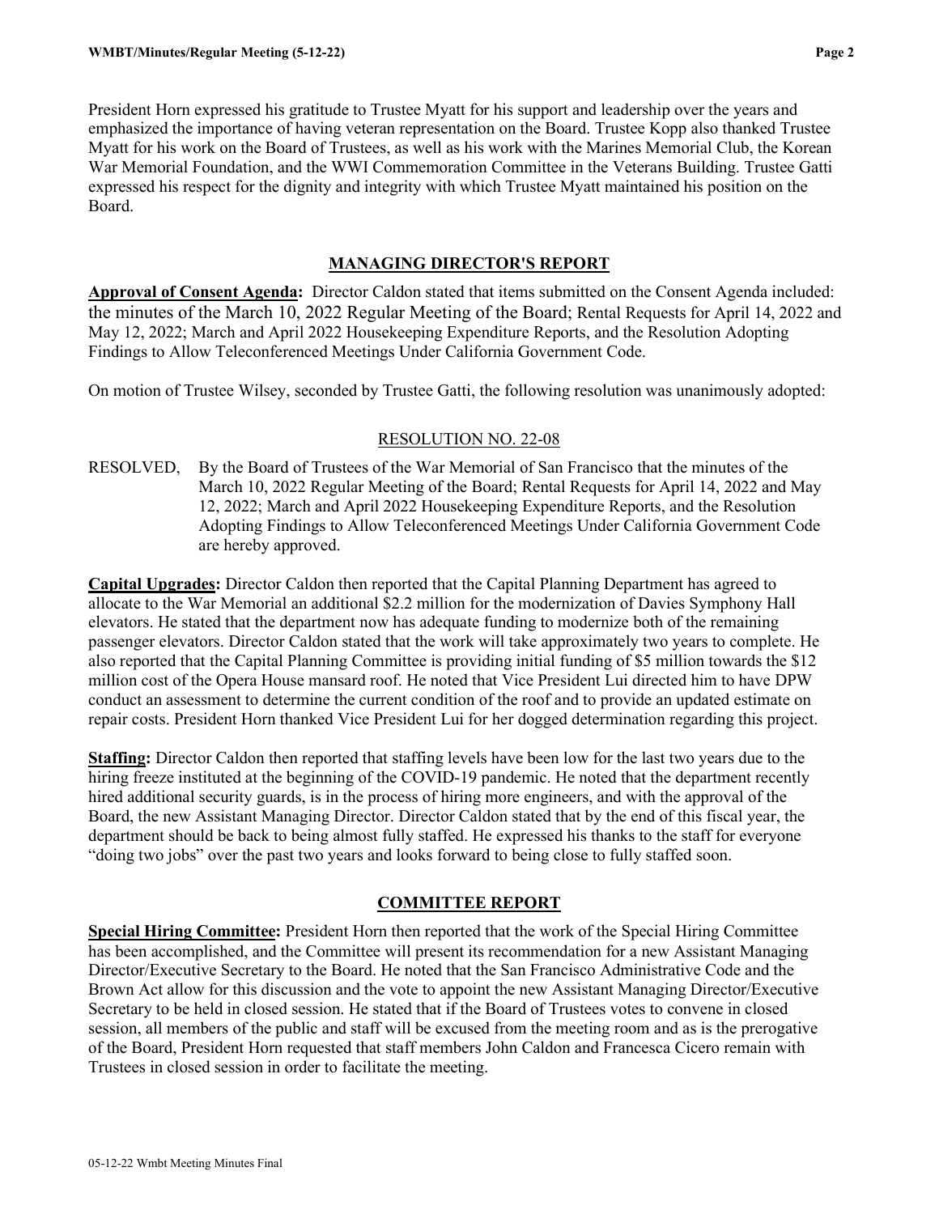President Horn expressed his gratitude to Trustee Myatt for his support and leadership over the years and emphasized the importance of having veteran representation on the Board. Trustee Kopp also thanked Trustee Myatt for his work on the Board of Trustees, as well as his work with the Marines Memorial Club, the Korean War Memorial Foundation, and the WWI Commemoration Committee in the Veterans Building. Trustee Gatti expressed his respect for the dignity and integrity with which Trustee Myatt maintained his position on the Board.

## MANAGING DIRECTOR'S REPORT

**Approval of Consent Agenda:** Director Caldon stated that items submitted on the Consent Agenda included: the minutes of the March 10, 2022 Regular Meeting of the Board; Rental Requests for April 14, 2022 and May 12, 2022; March and April 2022 Housekeeping Expenditure Reports, and the Resolution Adopting Findings to Allow Teleconferenced Meetings Under California Government Code.

On motion of Trustee Wilsey, seconded by Trustee Gatti, the following resolution was unanimously adopted:

RESOLUTION NO. 22-08

RESOLVED, By the Board of Trustees of the War Memorial of San Francisco that the minutes of the March 10, 2022 Regular Meeting of the Board; Rental Requests for April 14, 2022 and May 12, 2022; March and April 2022 Housekeeping Expenditure Reports, and the Resolution Adopting Findings to Allow Teleconferenced Meetings Under California Government Code are hereby approved.

**Capital Upgrades:** Director Caldon then reported that the Capital Planning Department has agreed to allocate to the War Memorial an additional $2.2 million for the modernization of Davies Symphony Hall elevators. He stated that the department now has adequate funding to modernize both of the remaining passenger elevators. Director Caldon stated that the work will take approximately two years to complete. He also reported that the Capital Planning Committee is providing initial funding of $5 million towards the $12 million cost of the Opera House mansard roof. He noted that Vice President Lui directed him to have DPW conduct an assessment to determine the current condition of the roof and to provide an updated estimate on repair costs. President Horn thanked Vice President Lui for her dogged determination regarding this project.

**Staffing:** Director Caldon then reported that staffing levels have been low for the last two years due to the hiring freeze instituted at the beginning of the COVID-19 pandemic. He noted that the department recently hired additional security guards, is in the process of hiring more engineers, and with the approval of the Board, the new Assistant Managing Director. Director Caldon stated that by the end of this fiscal year, the department should be back to being almost fully staffed. He expressed his thanks to the staff for everyone "doing two jobs" over the past two years and looks forward to being close to fully staffed soon.

## COMMITTEE REPORT

**Special Hiring Committee:** President Horn then reported that the work of the Special Hiring Committee has been accomplished, and the Committee will present its recommendation for a new Assistant Managing Director/Executive Secretary to the Board. He noted that the San Francisco Administrative Code and the Brown Act allow for this discussion and the vote to appoint the new Assistant Managing Director/Executive Secretary to be held in closed session. He stated that if the Board of Trustees votes to convene in closed session, all members of the public and staff will be excused from the meeting room and as is the prerogative of the Board, President Horn requested that staff members John Caldon and Francesca Cicero remain with Trustees in closed session in order to facilitate the meeting.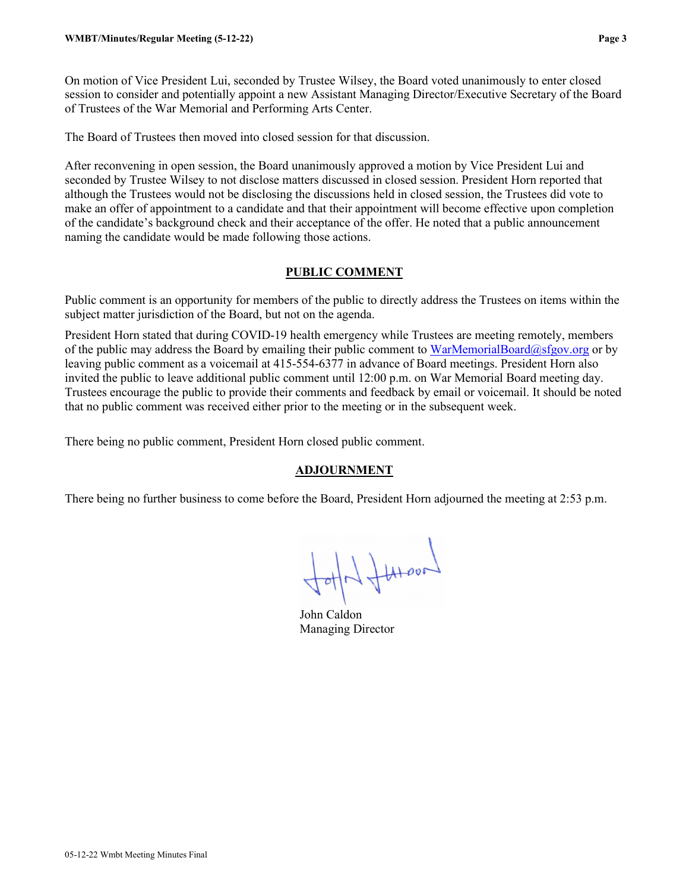On motion of Vice President Lui, seconded by Trustee Wilsey, the Board voted unanimously to enter closed session to consider and potentially appoint a new Assistant Managing Director/Executive Secretary of the Board of Trustees of the War Memorial and Performing Arts Center.

The Board of Trustees then moved into closed session for that discussion.

After reconvening in open session, the Board unanimously approved a motion by Vice President Lui and seconded by Trustee Wilsey to not disclose matters discussed in closed session. President Horn reported that although the Trustees would not be disclosing the discussions held in closed session, the Trustees did vote to make an offer of appointment to a candidate and that their appointment will become effective upon completion of the candidate's background check and their acceptance of the offer. He noted that a public announcement naming the candidate would be made following those actions.

## PUBLIC COMMENT

Public comment is an opportunity for members of the public to directly address the Trustees on items within the subject matter jurisdiction of the Board, but not on the agenda.

President Horn stated that during COVID-19 health emergency while Trustees are meeting remotely, members of the public may address the Board by emailing their public comment to WarMemorialBoard@sfgov.org or by leaving public comment as a voicemail at 415-554-6377 in advance of Board meetings. President Horn also invited the public to leave additional public comment until 12:00 p.m. on War Memorial Board meeting day. Trustees encourage the public to provide their comments and feedback by email or voicemail. It should be noted that no public comment was received either prior to the meeting or in the subsequent week.

There being no public comment, President Horn closed public comment.

## ADJOURNMENT

There being no further business to come before the Board, President Horn adjourned the meeting at 2:53 p.m.

John Caldon
Managing Director